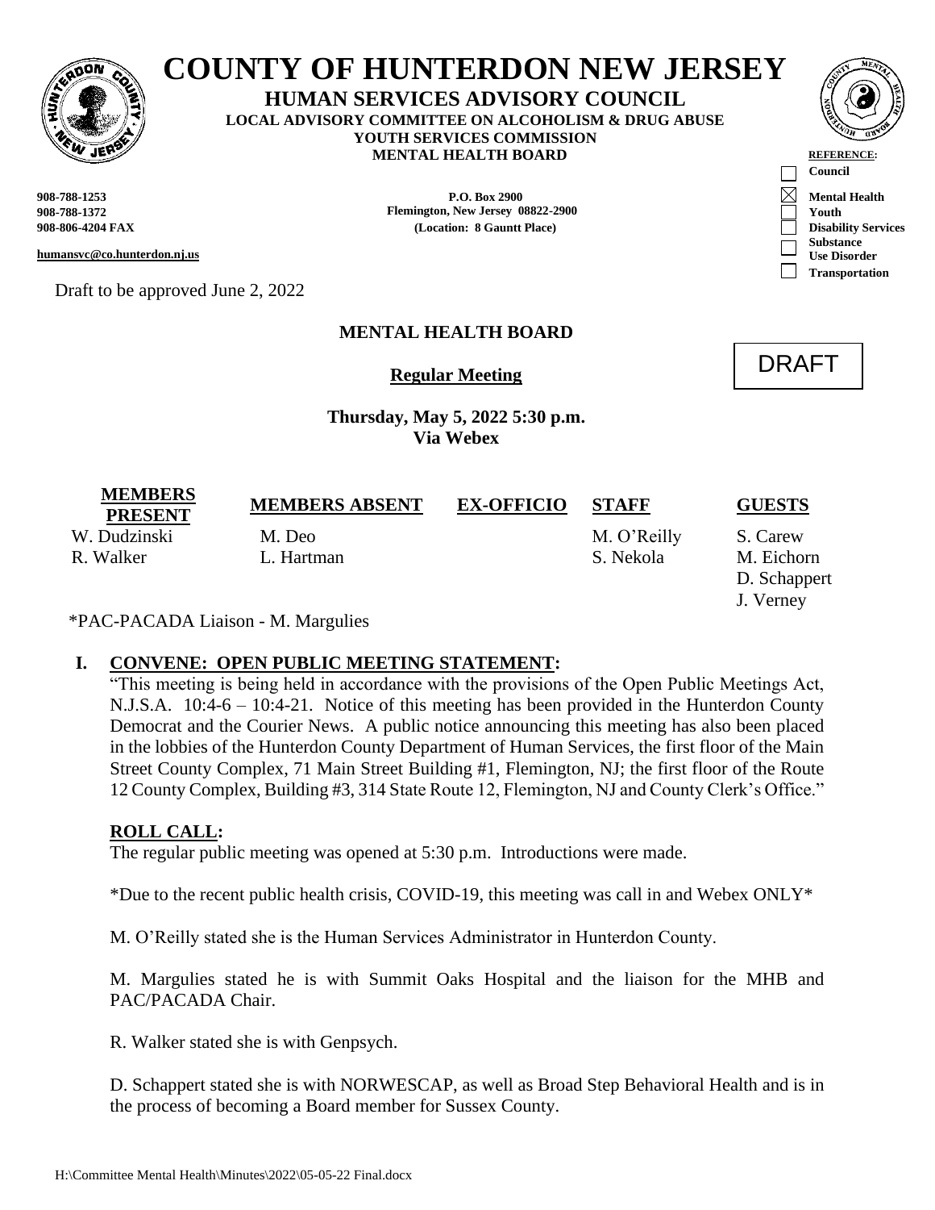# COUNTY OF HUNTERDON NEW JERSEY

**HUMAN SERVICES ADVISORY COUNCIL**
**LOCAL ADVISORY COMMITTEE ON ALCOHOLISM & DRUG ABUSE**
**YOUTH SERVICES COMMISSION**
**MENTAL HEALTH BOARD**

**908-788-1253**
**908-788-1372**
**908-806-4204 FAX**

**humansvc@co.hunterdon.nj.us**

**P.O. Box 2900**
**Flemington, New Jersey 08822-2900**
**(Location: 8 Gauntt Place)**

**REFERENCE:**
- [ ] Council
- [x] Mental Health
- [ ] Youth
- [ ] Disability Services
- [ ] Substance Use Disorder
- [ ] Transportation

Draft to be approved June 2, 2022

## MENTAL HEALTH BOARD

**Regular Meeting**

DRAFT

**Thursday, May 5, 2022 5:30 p.m.**
**Via Webex**

| MEMBERS PRESENT | MEMBERS ABSENT | EX-OFFICIO | STAFF | GUESTS |
|---|---|---|---|---|
| W. Dudzinski | M. Deo | | M. O'Reilly | S. Carew |
| R. Walker | L. Hartman | | S. Nekola | M. Eichorn |
| | | | | D. Schappert |
| | | | | J. Verney |

*PAC-PACADA Liaison - M. Margulies

## I. CONVENE: OPEN PUBLIC MEETING STATEMENT:

"This meeting is being held in accordance with the provisions of the Open Public Meetings Act, N.J.S.A. 10:4-6 – 10:4-21. Notice of this meeting has been provided in the Hunterdon County Democrat and the Courier News. A public notice announcing this meeting has also been placed in the lobbies of the Hunterdon County Department of Human Services, the first floor of the Main Street County Complex, 71 Main Street Building #1, Flemington, NJ; the first floor of the Route 12 County Complex, Building #3, 314 State Route 12, Flemington, NJ and County Clerk's Office."

### ROLL CALL:

The regular public meeting was opened at 5:30 p.m. Introductions were made.

*Due to the recent public health crisis, COVID-19, this meeting was call in and Webex ONLY*

M. O'Reilly stated she is the Human Services Administrator in Hunterdon County.

M. Margulies stated he is with Summit Oaks Hospital and the liaison for the MHB and PAC/PACADA Chair.

R. Walker stated she is with Genpsych.

D. Schappert stated she is with NORWESCAP, as well as Broad Step Behavioral Health and is in the process of becoming a Board member for Sussex County.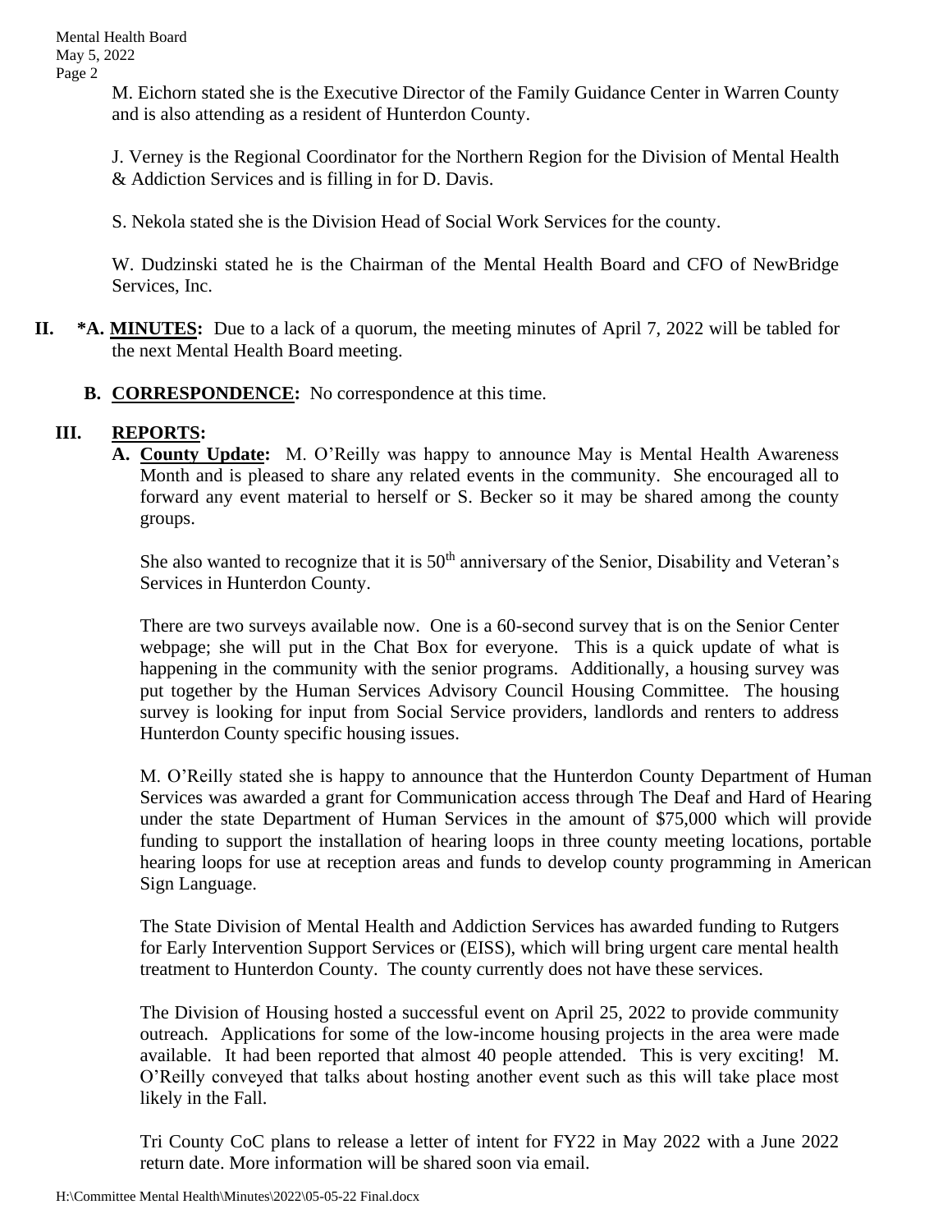M. Eichorn stated she is the Executive Director of the Family Guidance Center in Warren County and is also attending as a resident of Hunterdon County.

J. Verney is the Regional Coordinator for the Northern Region for the Division of Mental Health & Addiction Services and is filling in for D. Davis.

S. Nekola stated she is the Division Head of Social Work Services for the county.

W. Dudzinski stated he is the Chairman of the Mental Health Board and CFO of NewBridge Services, Inc.

**II.** **\*A. MINUTES:** Due to a lack of a quorum, the meeting minutes of April 7, 2022 will be tabled for the next Mental Health Board meeting.

**B. CORRESPONDENCE:** No correspondence at this time.

**III. REPORTS:**

**A. County Update:** M. O'Reilly was happy to announce May is Mental Health Awareness Month and is pleased to share any related events in the community. She encouraged all to forward any event material to herself or S. Becker so it may be shared among the county groups.

She also wanted to recognize that it is 50th anniversary of the Senior, Disability and Veteran's Services in Hunterdon County.

There are two surveys available now. One is a 60-second survey that is on the Senior Center webpage; she will put in the Chat Box for everyone. This is a quick update of what is happening in the community with the senior programs. Additionally, a housing survey was put together by the Human Services Advisory Council Housing Committee. The housing survey is looking for input from Social Service providers, landlords and renters to address Hunterdon County specific housing issues.

M. O'Reilly stated she is happy to announce that the Hunterdon County Department of Human Services was awarded a grant for Communication access through The Deaf and Hard of Hearing under the state Department of Human Services in the amount of $75,000 which will provide funding to support the installation of hearing loops in three county meeting locations, portable hearing loops for use at reception areas and funds to develop county programming in American Sign Language.

The State Division of Mental Health and Addiction Services has awarded funding to Rutgers for Early Intervention Support Services or (EISS), which will bring urgent care mental health treatment to Hunterdon County. The county currently does not have these services.

The Division of Housing hosted a successful event on April 25, 2022 to provide community outreach. Applications for some of the low-income housing projects in the area were made available. It had been reported that almost 40 people attended. This is very exciting! M. O'Reilly conveyed that talks about hosting another event such as this will take place most likely in the Fall.

Tri County CoC plans to release a letter of intent for FY22 in May 2022 with a June 2022 return date. More information will be shared soon via email.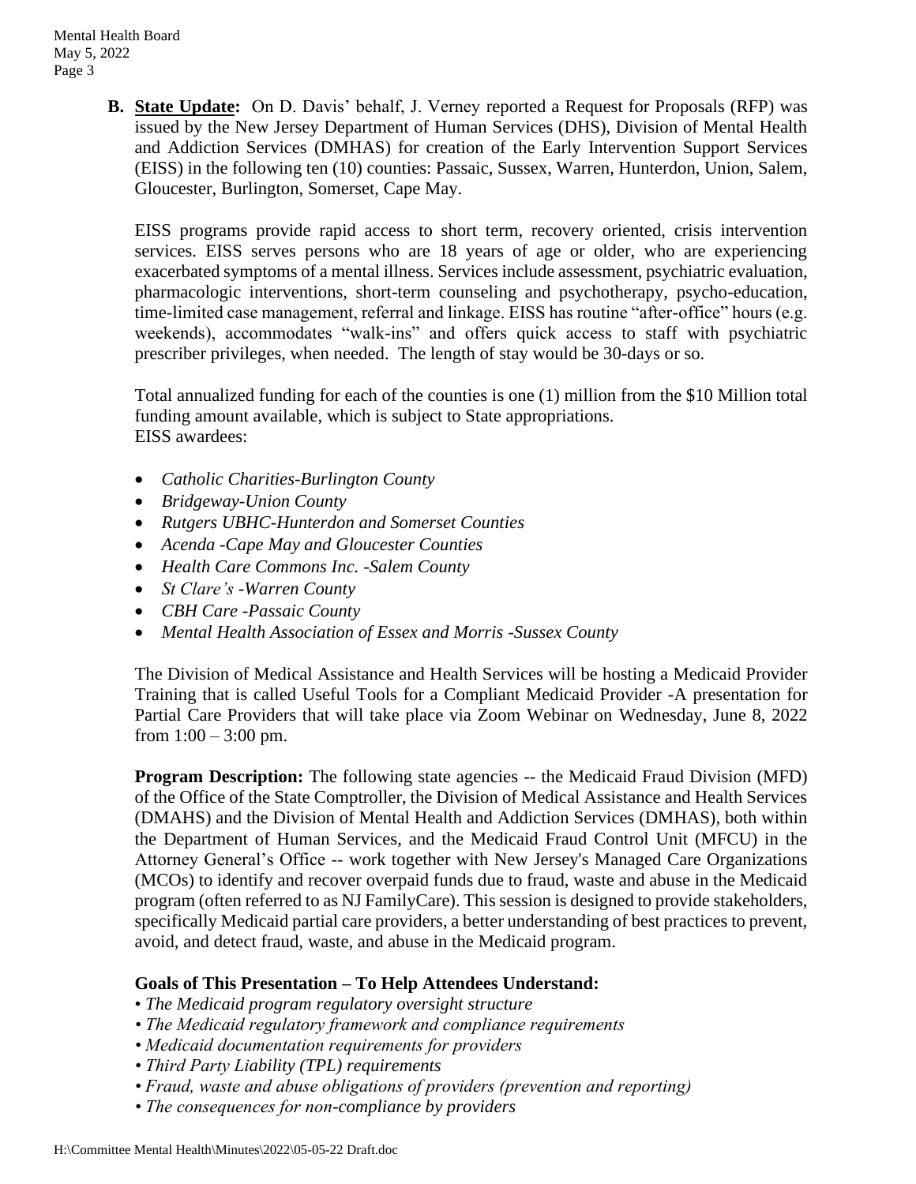**B. State Update:** On D. Davis' behalf, J. Verney reported a Request for Proposals (RFP) was issued by the New Jersey Department of Human Services (DHS), Division of Mental Health and Addiction Services (DMHAS) for creation of the Early Intervention Support Services (EISS) in the following ten (10) counties: Passaic, Sussex, Warren, Hunterdon, Union, Salem, Gloucester, Burlington, Somerset, Cape May.

EISS programs provide rapid access to short term, recovery oriented, crisis intervention services. EISS serves persons who are 18 years of age or older, who are experiencing exacerbated symptoms of a mental illness. Services include assessment, psychiatric evaluation, pharmacologic interventions, short-term counseling and psychotherapy, psycho-education, time-limited case management, referral and linkage. EISS has routine "after-office" hours (e.g. weekends), accommodates "walk-ins" and offers quick access to staff with psychiatric prescriber privileges, when needed. The length of stay would be 30-days or so.

Total annualized funding for each of the counties is one (1) million from the $10 Million total funding amount available, which is subject to State appropriations.
EISS awardees:

- *Catholic Charities-Burlington County*
- *Bridgeway-Union County*
- *Rutgers UBHC-Hunterdon and Somerset Counties*
- *Acenda -Cape May and Gloucester Counties*
- *Health Care Commons Inc. -Salem County*
- *St Clare's -Warren County*
- *CBH Care -Passaic County*
- *Mental Health Association of Essex and Morris -Sussex County*

The Division of Medical Assistance and Health Services will be hosting a Medicaid Provider Training that is called Useful Tools for a Compliant Medicaid Provider -A presentation for Partial Care Providers that will take place via Zoom Webinar on Wednesday, June 8, 2022 from 1:00 – 3:00 pm.

**Program Description:** The following state agencies -- the Medicaid Fraud Division (MFD) of the Office of the State Comptroller, the Division of Medical Assistance and Health Services (DMAHS) and the Division of Mental Health and Addiction Services (DMHAS), both within the Department of Human Services, and the Medicaid Fraud Control Unit (MFCU) in the Attorney General's Office -- work together with New Jersey's Managed Care Organizations (MCOs) to identify and recover overpaid funds due to fraud, waste and abuse in the Medicaid program (often referred to as NJ FamilyCare). This session is designed to provide stakeholders, specifically Medicaid partial care providers, a better understanding of best practices to prevent, avoid, and detect fraud, waste, and abuse in the Medicaid program.

**Goals of This Presentation – To Help Attendees Understand:**

- *The Medicaid program regulatory oversight structure*
- *The Medicaid regulatory framework and compliance requirements*
- *Medicaid documentation requirements for providers*
- *Third Party Liability (TPL) requirements*
- *Fraud, waste and abuse obligations of providers (prevention and reporting)*
- *The consequences for non-compliance by providers*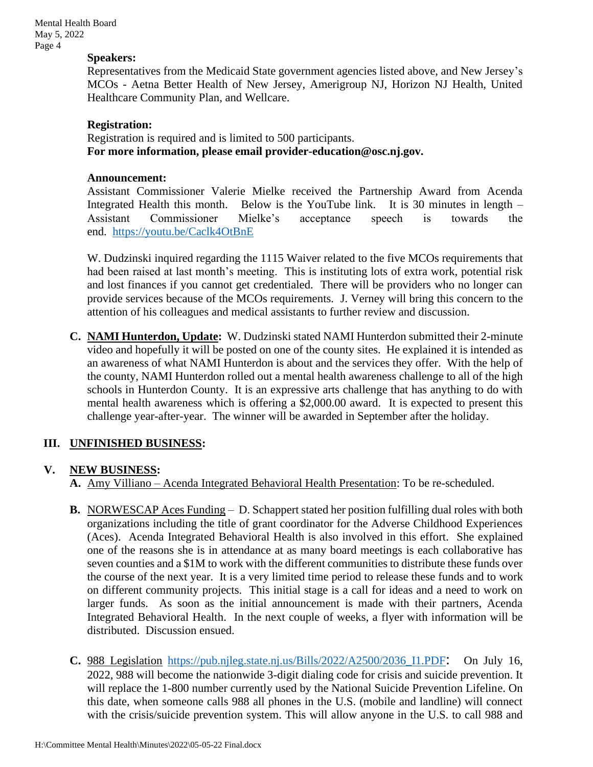**Speakers:**

Representatives from the Medicaid State government agencies listed above, and New Jersey's MCOs - Aetna Better Health of New Jersey, Amerigroup NJ, Horizon NJ Health, United Healthcare Community Plan, and Wellcare.

**Registration:**

Registration is required and is limited to 500 participants.

**For more information, please email provider-education@osc.nj.gov.**

**Announcement:**

Assistant Commissioner Valerie Mielke received the Partnership Award from Acenda Integrated Health this month. Below is the YouTube link. It is 30 minutes in length – Assistant Commissioner Mielke's acceptance speech is towards the end. https://youtu.be/Caclk4OtBnE

W. Dudzinski inquired regarding the 1115 Waiver related to the five MCOs requirements that had been raised at last month's meeting. This is instituting lots of extra work, potential risk and lost finances if you cannot get credentialed. There will be providers who no longer can provide services because of the MCOs requirements. J. Verney will bring this concern to the attention of his colleagues and medical assistants to further review and discussion.

**C. NAMI Hunterdon, Update:** W. Dudzinski stated NAMI Hunterdon submitted their 2-minute video and hopefully it will be posted on one of the county sites. He explained it is intended as an awareness of what NAMI Hunterdon is about and the services they offer. With the help of the county, NAMI Hunterdon rolled out a mental health awareness challenge to all of the high schools in Hunterdon County. It is an expressive arts challenge that has anything to do with mental health awareness which is offering a $2,000.00 award. It is expected to present this challenge year-after-year. The winner will be awarded in September after the holiday.

## III. UNFINISHED BUSINESS:

## V. NEW BUSINESS:

**A.** Amy Villiano – Acenda Integrated Behavioral Health Presentation: To be re-scheduled.

**B.** NORWESCAP Aces Funding – D. Schappert stated her position fulfilling dual roles with both organizations including the title of grant coordinator for the Adverse Childhood Experiences (Aces). Acenda Integrated Behavioral Health is also involved in this effort. She explained one of the reasons she is in attendance at as many board meetings is each collaborative has seven counties and a $1M to work with the different communities to distribute these funds over the course of the next year. It is a very limited time period to release these funds and to work on different community projects. This initial stage is a call for ideas and a need to work on larger funds. As soon as the initial announcement is made with their partners, Acenda Integrated Behavioral Health. In the next couple of weeks, a flyer with information will be distributed. Discussion ensued.

**C.** 988 Legislation https://pub.njleg.state.nj.us/Bills/2022/A2500/2036_I1.PDF: On July 16, 2022, 988 will become the nationwide 3-digit dialing code for crisis and suicide prevention. It will replace the 1-800 number currently used by the National Suicide Prevention Lifeline. On this date, when someone calls 988 all phones in the U.S. (mobile and landline) will connect with the crisis/suicide prevention system. This will allow anyone in the U.S. to call 988 and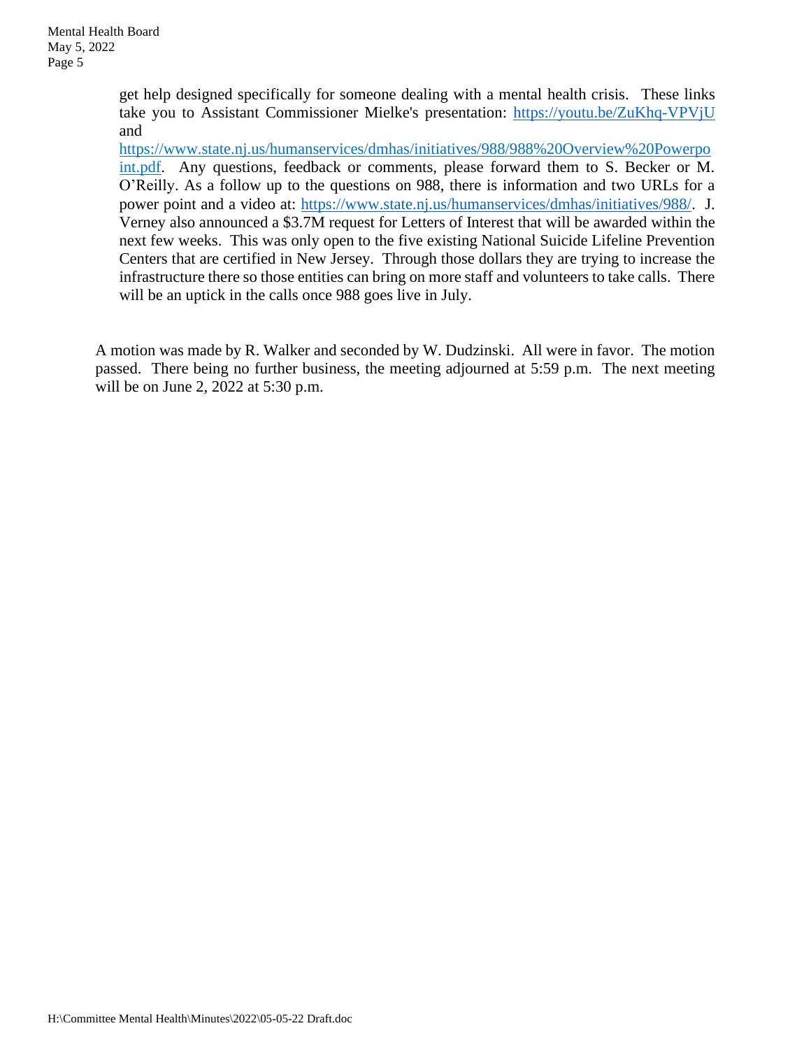get help designed specifically for someone dealing with a mental health crisis. These links take you to Assistant Commissioner Mielke's presentation: https://youtu.be/ZuKhq-VPVjU and https://www.state.nj.us/humanservices/dmhas/initiatives/988/988%20Overview%20Powerpoint.pdf. Any questions, feedback or comments, please forward them to S. Becker or M. O'Reilly. As a follow up to the questions on 988, there is information and two URLs for a power point and a video at: https://www.state.nj.us/humanservices/dmhas/initiatives/988/. J. Verney also announced a $3.7M request for Letters of Interest that will be awarded within the next few weeks. This was only open to the five existing National Suicide Lifeline Prevention Centers that are certified in New Jersey. Through those dollars they are trying to increase the infrastructure there so those entities can bring on more staff and volunteers to take calls. There will be an uptick in the calls once 988 goes live in July.

A motion was made by R. Walker and seconded by W. Dudzinski. All were in favor. The motion passed. There being no further business, the meeting adjourned at 5:59 p.m. The next meeting will be on June 2, 2022 at 5:30 p.m.